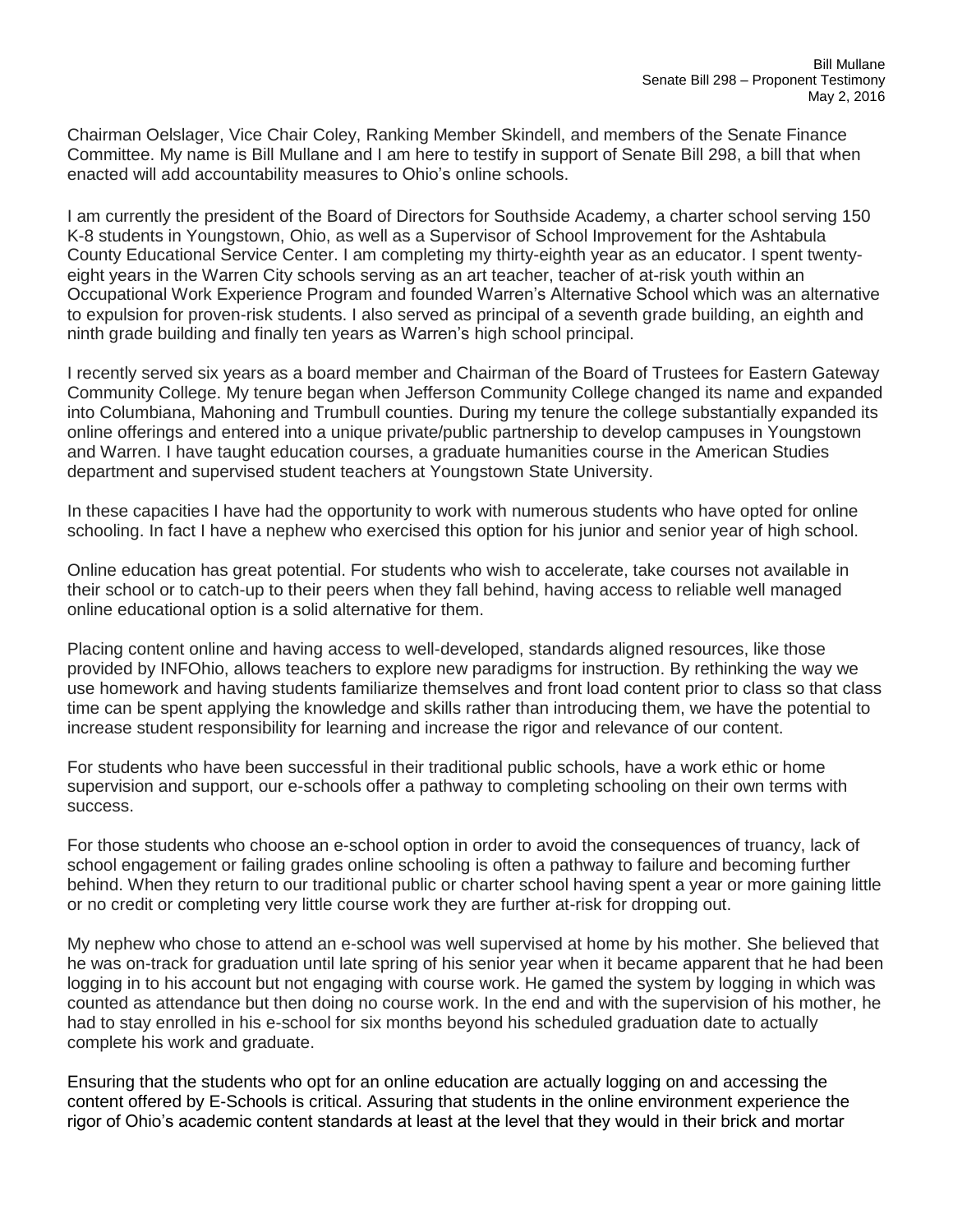Bill Mullane
Senate Bill 298 – Proponent Testimony
May 2, 2016

Chairman Oelslager, Vice Chair Coley, Ranking Member Skindell, and members of the Senate Finance Committee. My name is Bill Mullane and I am here to testify in support of Senate Bill 298, a bill that when enacted will add accountability measures to Ohio's online schools.

I am currently the president of the Board of Directors for Southside Academy, a charter school serving 150 K-8 students in Youngstown, Ohio, as well as a Supervisor of School Improvement for the Ashtabula County Educational Service Center. I am completing my thirty-eighth year as an educator. I spent twenty-eight years in the Warren City schools serving as an art teacher, teacher of at-risk youth within an Occupational Work Experience Program and founded Warren's Alternative School which was an alternative to expulsion for proven-risk students. I also served as principal of a seventh grade building, an eighth and ninth grade building and finally ten years as Warren's high school principal.

I recently served six years as a board member and Chairman of the Board of Trustees for Eastern Gateway Community College. My tenure began when Jefferson Community College changed its name and expanded into Columbiana, Mahoning and Trumbull counties. During my tenure the college substantially expanded its online offerings and entered into a unique private/public partnership to develop campuses in Youngstown and Warren. I have taught education courses, a graduate humanities course in the American Studies department and supervised student teachers at Youngstown State University.

In these capacities I have had the opportunity to work with numerous students who have opted for online schooling. In fact I have a nephew who exercised this option for his junior and senior year of high school.

Online education has great potential. For students who wish to accelerate, take courses not available in their school or to catch-up to their peers when they fall behind, having access to reliable well managed online educational option is a solid alternative for them.

Placing content online and having access to well-developed, standards aligned resources, like those provided by INFOhio, allows teachers to explore new paradigms for instruction. By rethinking the way we use homework and having students familiarize themselves and front load content prior to class so that class time can be spent applying the knowledge and skills rather than introducing them, we have the potential to increase student responsibility for learning and increase the rigor and relevance of our content.

For students who have been successful in their traditional public schools, have a work ethic or home supervision and support, our e-schools offer a pathway to completing schooling on their own terms with success.

For those students who choose an e-school option in order to avoid the consequences of truancy, lack of school engagement or failing grades online schooling is often a pathway to failure and becoming further behind. When they return to our traditional public or charter school having spent a year or more gaining little or no credit or completing very little course work they are further at-risk for dropping out.

My nephew who chose to attend an e-school was well supervised at home by his mother. She believed that he was on-track for graduation until late spring of his senior year when it became apparent that he had been logging in to his account but not engaging with course work. He gamed the system by logging in which was counted as attendance but then doing no course work. In the end and with the supervision of his mother, he had to stay enrolled in his e-school for six months beyond his scheduled graduation date to actually complete his work and graduate.

Ensuring that the students who opt for an online education are actually logging on and accessing the content offered by E-Schools is critical. Assuring that students in the online environment experience the rigor of Ohio's academic content standards at least at the level that they would in their brick and mortar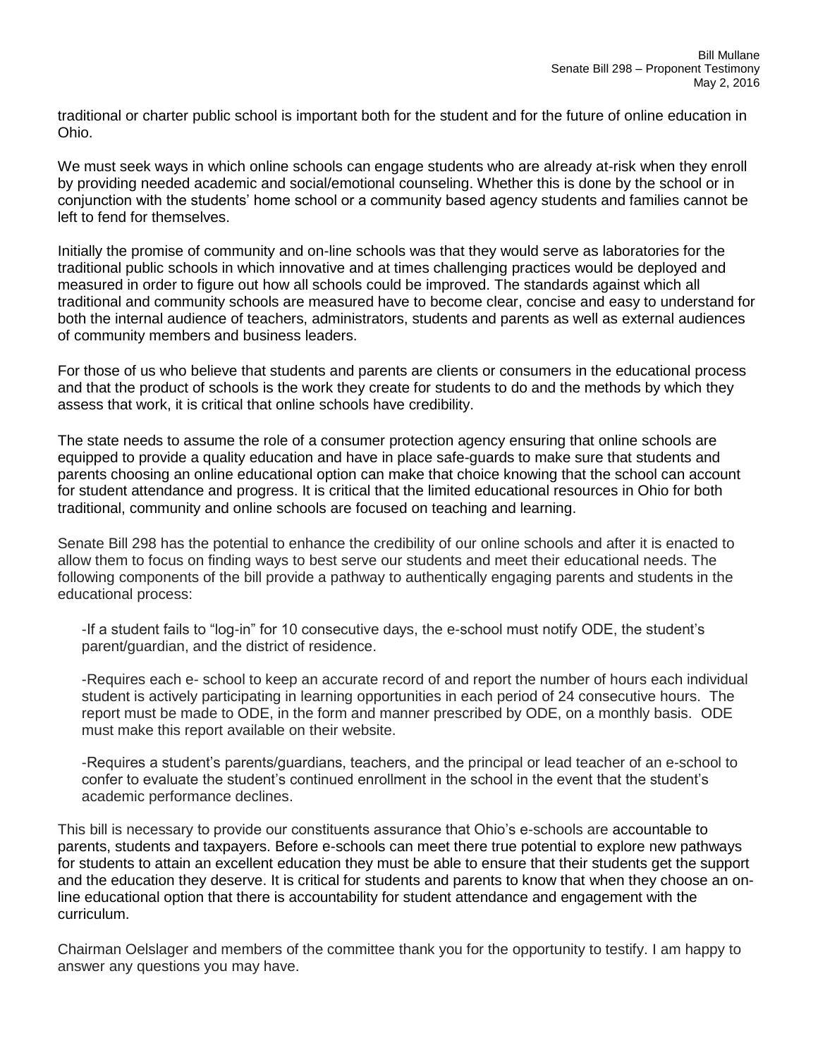traditional or charter public school is important both for the student and for the future of online education in Ohio.

We must seek ways in which online schools can engage students who are already at-risk when they enroll by providing needed academic and social/emotional counseling. Whether this is done by the school or in conjunction with the students' home school or a community based agency students and families cannot be left to fend for themselves.

Initially the promise of community and on-line schools was that they would serve as laboratories for the traditional public schools in which innovative and at times challenging practices would be deployed and measured in order to figure out how all schools could be improved. The standards against which all traditional and community schools are measured have to become clear, concise and easy to understand for both the internal audience of teachers, administrators, students and parents as well as external audiences of community members and business leaders.

For those of us who believe that students and parents are clients or consumers in the educational process and that the product of schools is the work they create for students to do and the methods by which they assess that work, it is critical that online schools have credibility.

The state needs to assume the role of a consumer protection agency ensuring that online schools are equipped to provide a quality education and have in place safe-guards to make sure that students and parents choosing an online educational option can make that choice knowing that the school can account for student attendance and progress. It is critical that the limited educational resources in Ohio for both traditional, community and online schools are focused on teaching and learning.

Senate Bill 298 has the potential to enhance the credibility of our online schools and after it is enacted to allow them to focus on finding ways to best serve our students and meet their educational needs. The following components of the bill provide a pathway to authentically engaging parents and students in the educational process:

-If a student fails to "log-in" for 10 consecutive days, the e-school must notify ODE, the student's parent/guardian, and the district of residence.

-Requires each e- school to keep an accurate record of and report the number of hours each individual student is actively participating in learning opportunities in each period of 24 consecutive hours. The report must be made to ODE, in the form and manner prescribed by ODE, on a monthly basis. ODE must make this report available on their website.

-Requires a student's parents/guardians, teachers, and the principal or lead teacher of an e-school to confer to evaluate the student's continued enrollment in the school in the event that the student's academic performance declines.

This bill is necessary to provide our constituents assurance that Ohio's e-schools are accountable to parents, students and taxpayers. Before e-schools can meet there true potential to explore new pathways for students to attain an excellent education they must be able to ensure that their students get the support and the education they deserve. It is critical for students and parents to know that when they choose an on-line educational option that there is accountability for student attendance and engagement with the curriculum.

Chairman Oelslager and members of the committee thank you for the opportunity to testify. I am happy to answer any questions you may have.